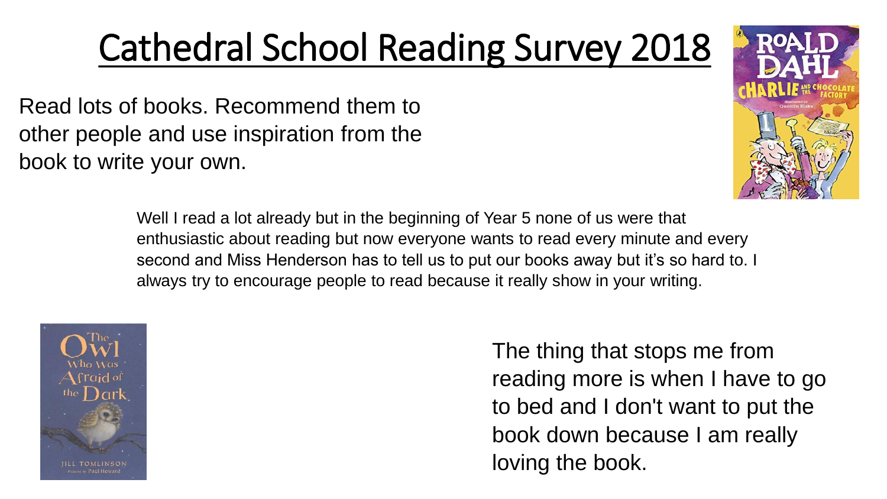# Cathedral School Reading Survey 2018

Read lots of books. Recommend them to other people and use inspiration from the book to write your own.

Well I read a lot already but in the beginning of Year 5 none of us were that enthusiastic about reading but now everyone wants to read every minute and every second and Miss Henderson has to tell us to put our books away but it's so hard to. I always try to encourage people to read because it really show in your writing.

The thing that stops me from reading more is when I have to go to bed and I don't want to put the book down because I am really loving the book.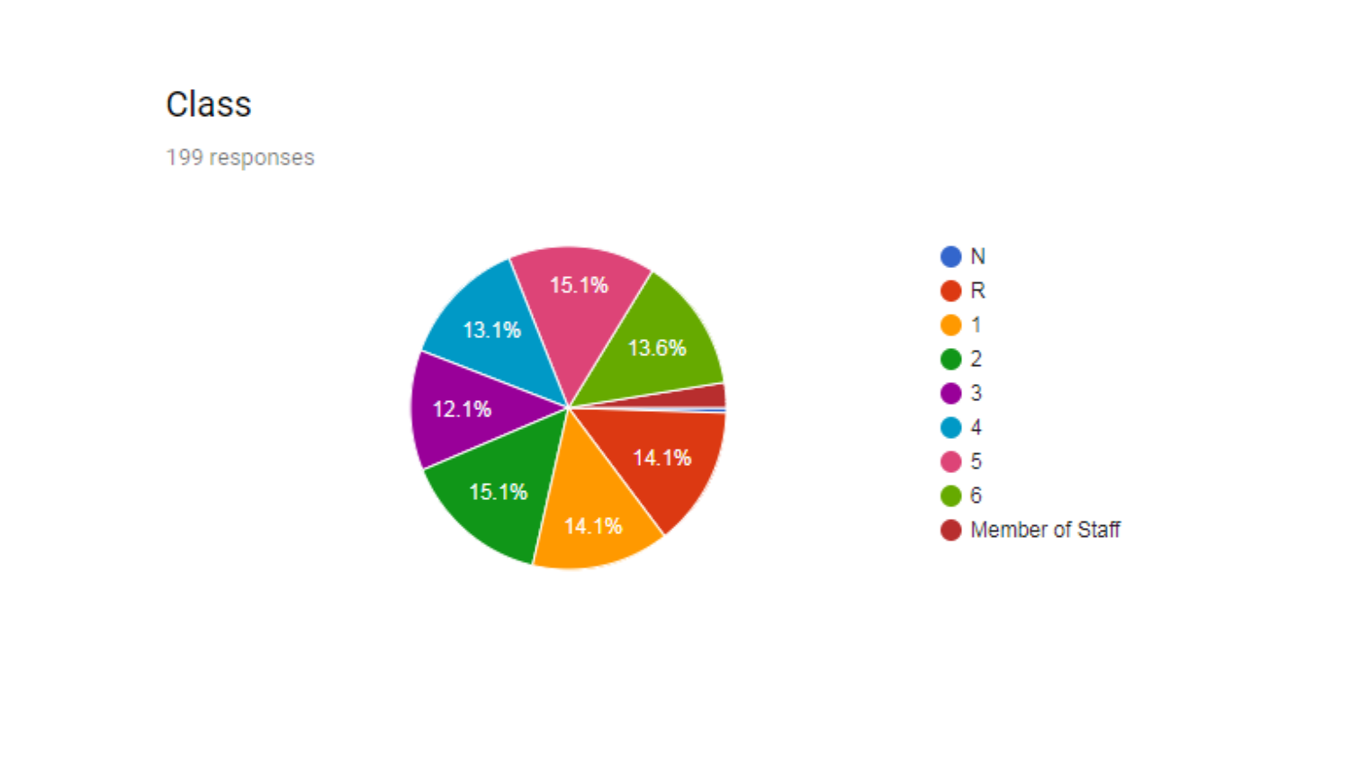## Class

199 responses

- N
- R — 14.1%
- 1 — 14.1%
- 2 — 15.1%
- 3 — 12.1%
- 4 — 13.1%
- 5 — 15.1%
- 6 — 13.6%
- Member of Staff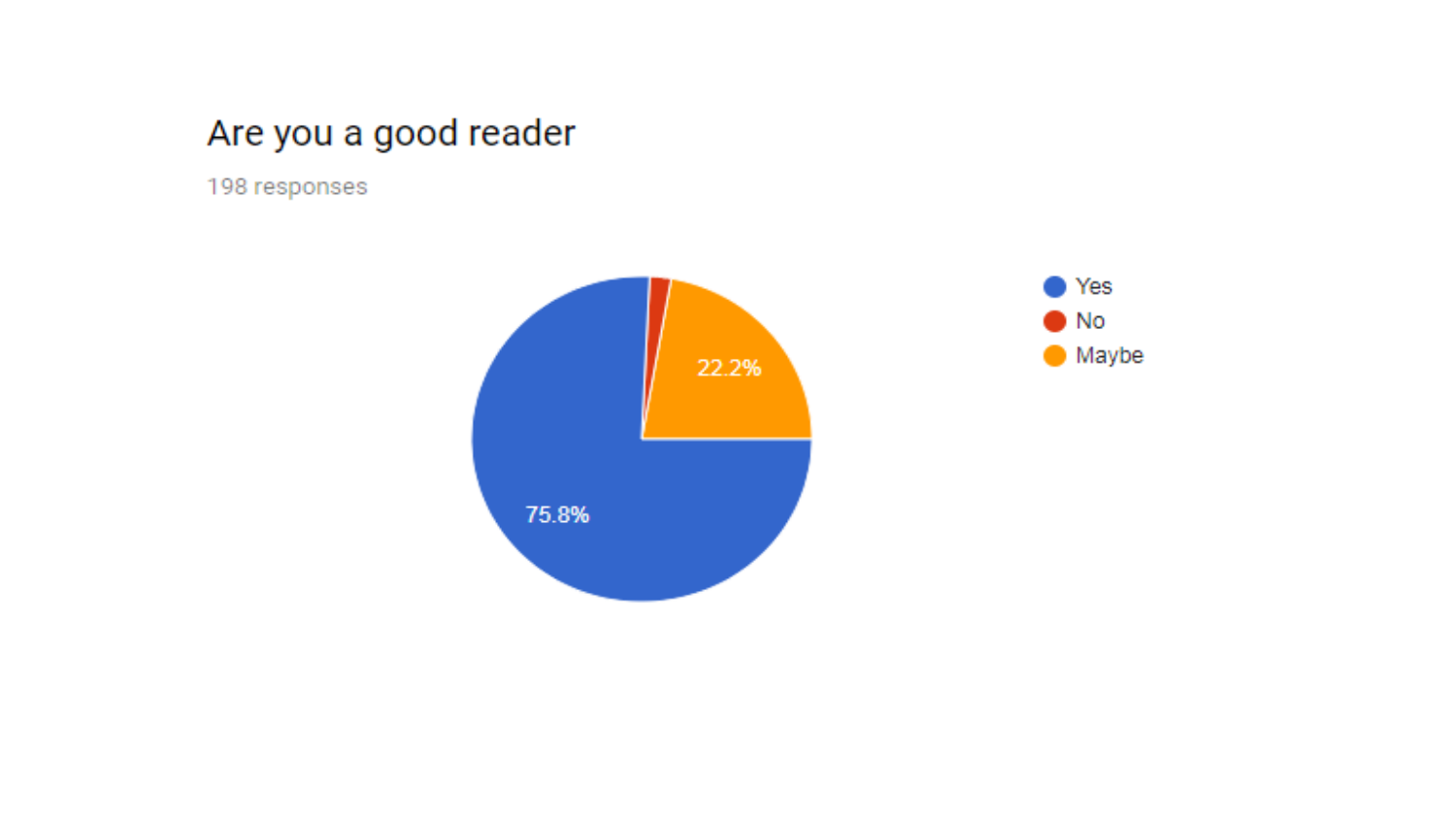## Are you a good reader

198 responses

- Yes: 75.8%
- No
- Maybe: 22.2%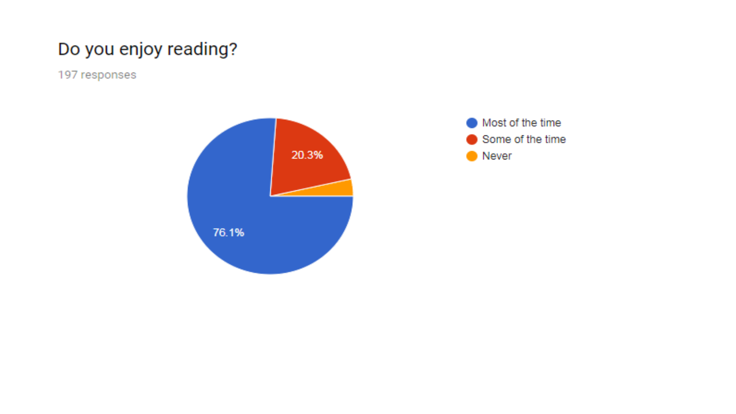## Do you enjoy reading?

197 responses

- Most of the time: 76.1%
- Some of the time: 20.3%
- Never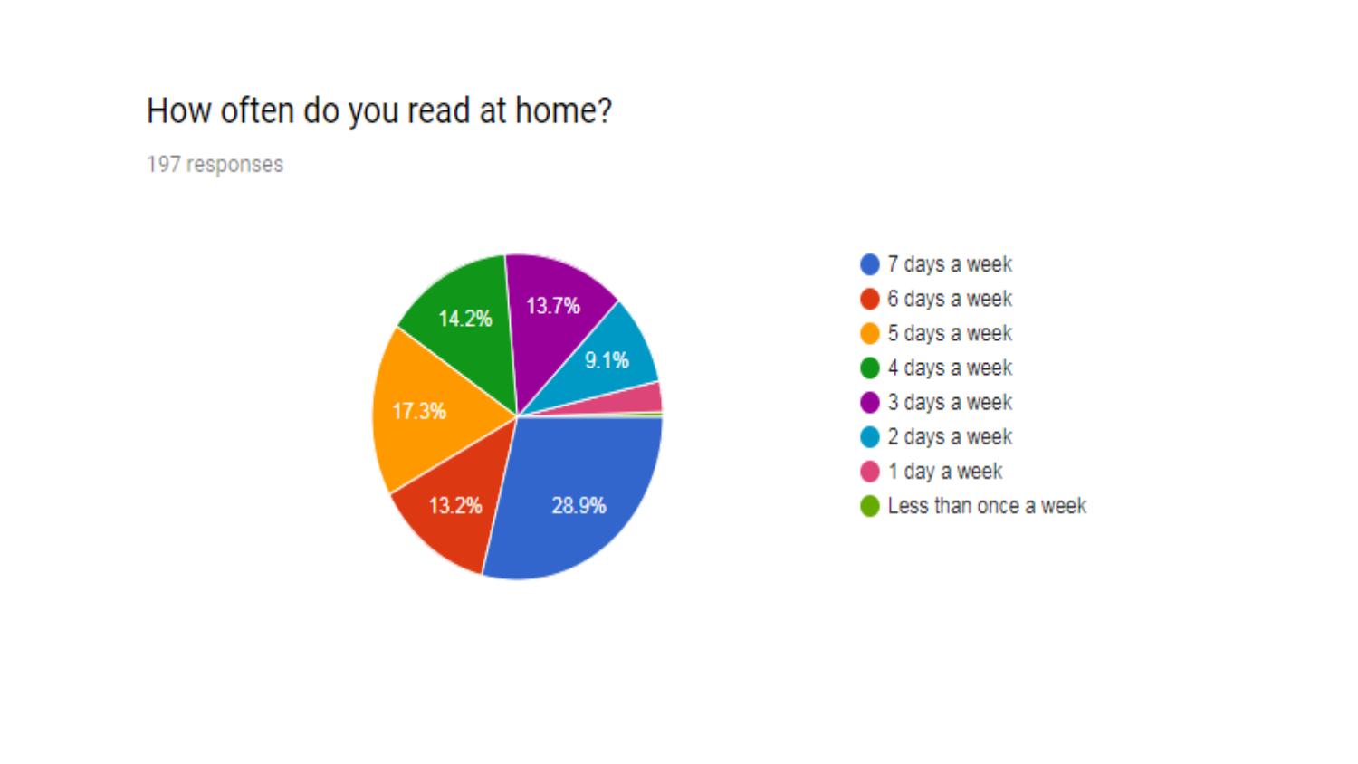## How often do you read at home?

197 responses

| Response | Percentage |
| --- | --- |
| 7 days a week | 28.9% |
| 6 days a week | 13.2% |
| 5 days a week | 17.3% |
| 4 days a week | 14.2% |
| 3 days a week | 13.7% |
| 2 days a week | 9.1% |
| 1 day a week | |
| Less than once a week | |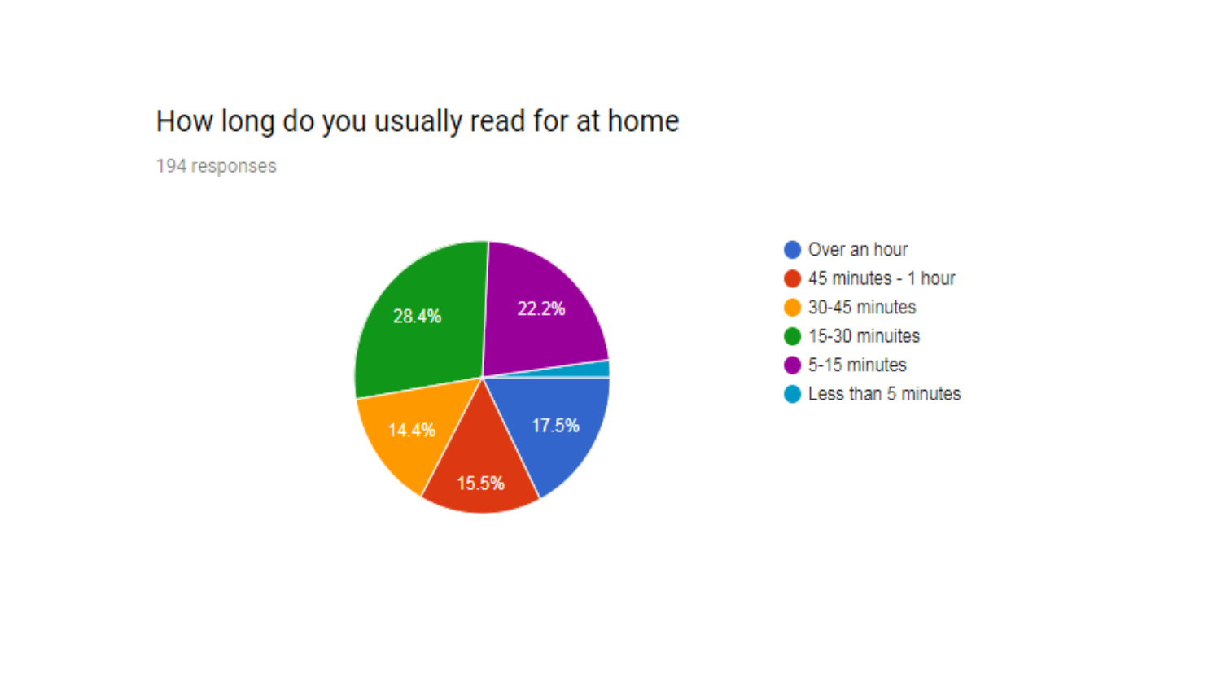## How long do you usually read for at home

194 responses

| Response | Percentage |
| --- | --- |
| Over an hour | 17.5% |
| 45 minutes - 1 hour | 15.5% |
| 30-45 minutes | 14.4% |
| 15-30 minutes | 28.4% |
| 5-15 minutes | 22.2% |
| Less than 5 minutes | |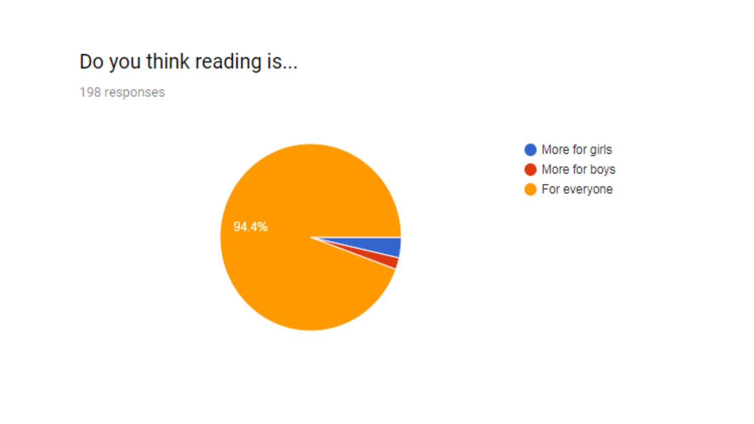## Do you think reading is...

198 responses

- More for girls
- More for boys
- For everyone

94.4%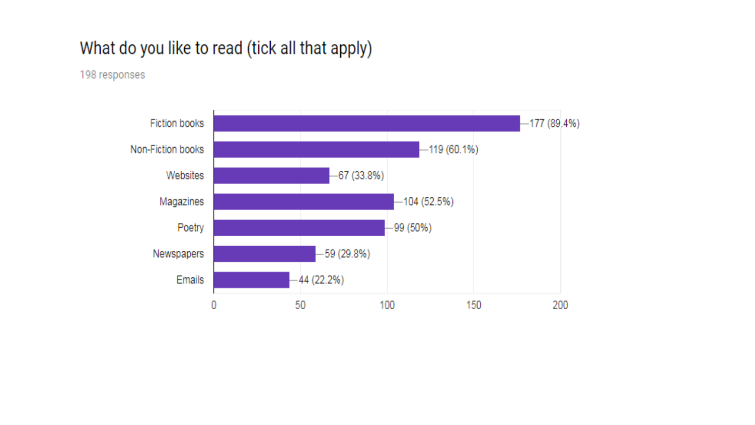# What do you like to read (tick all that apply)

198 responses

| Category | Responses |
| --- | --- |
| Fiction books | 177 (89.4%) |
| Non-Fiction books | 119 (60.1%) |
| Websites | 67 (33.8%) |
| Magazines | 104 (52.5%) |
| Poetry | 99 (50%) |
| Newspapers | 59 (29.8%) |
| Emails | 44 (22.2%) |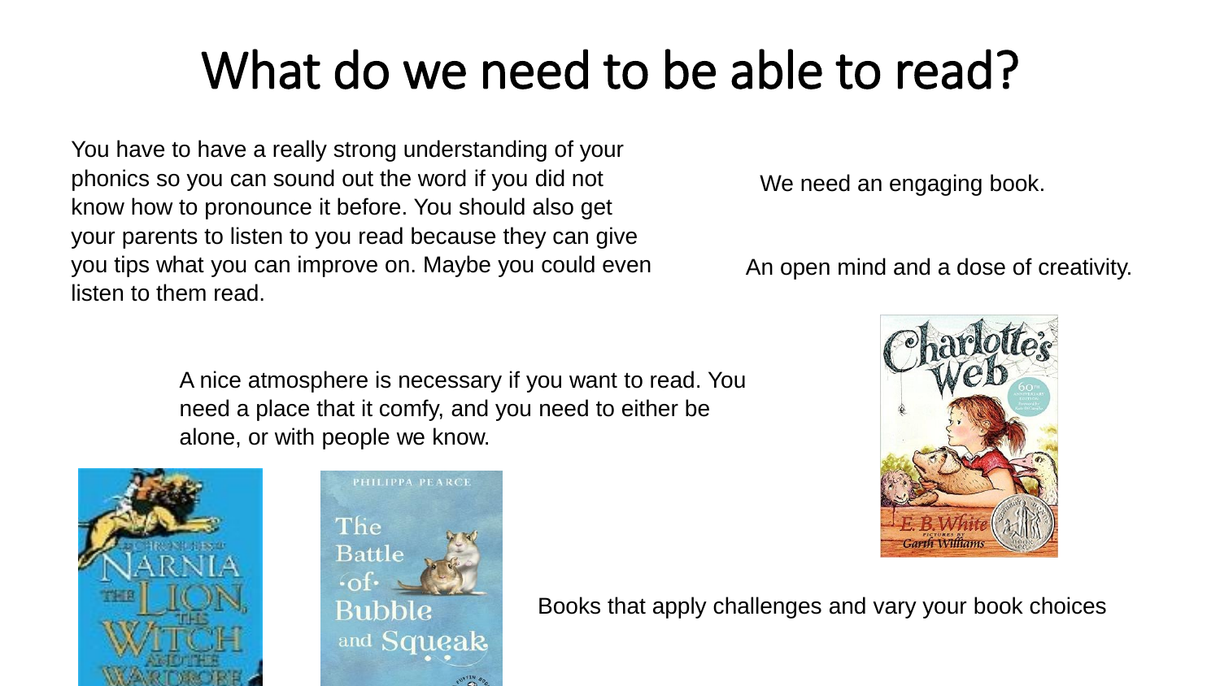# What do we need to be able to read?

You have to have a really strong understanding of your phonics so you can sound out the word if you did not know how to pronounce it before. You should also get your parents to listen to you read because they can give you tips what you can improve on. Maybe you could even listen to them read.

We need an engaging book.

An open mind and a dose of creativity.

A nice atmosphere is necessary if you want to read. You need a place that it comfy, and you need to either be alone, or with people we know.

Books that apply challenges and vary your book choices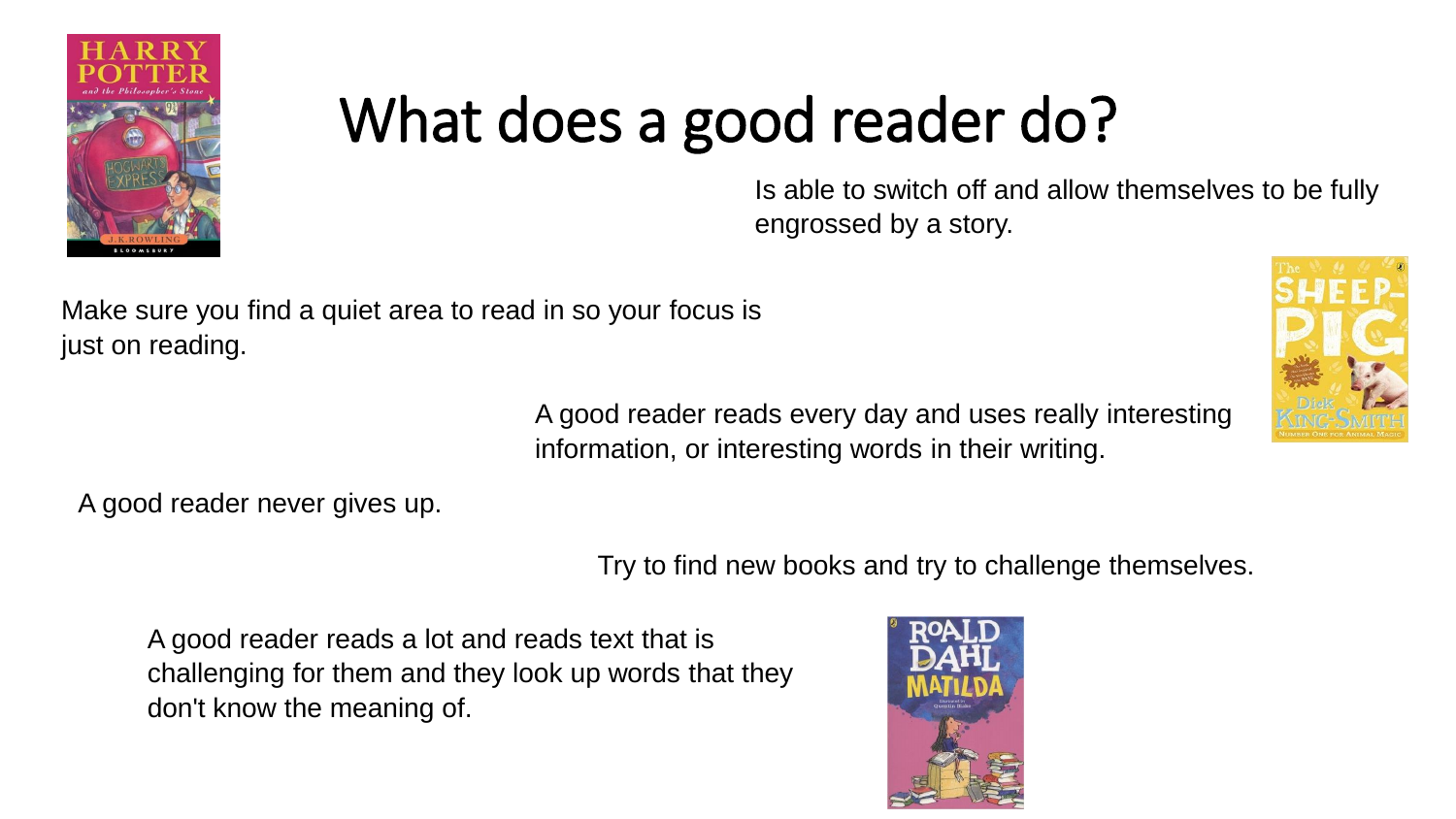# What does a good reader do?

Is able to switch off and allow themselves to be fully engrossed by a story.

Make sure you find a quiet area to read in so your focus is just on reading.

A good reader reads every day and uses really interesting information, or interesting words in their writing.

A good reader never gives up.

Try to find new books and try to challenge themselves.

A good reader reads a lot and reads text that is challenging for them and they look up words that they don't know the meaning of.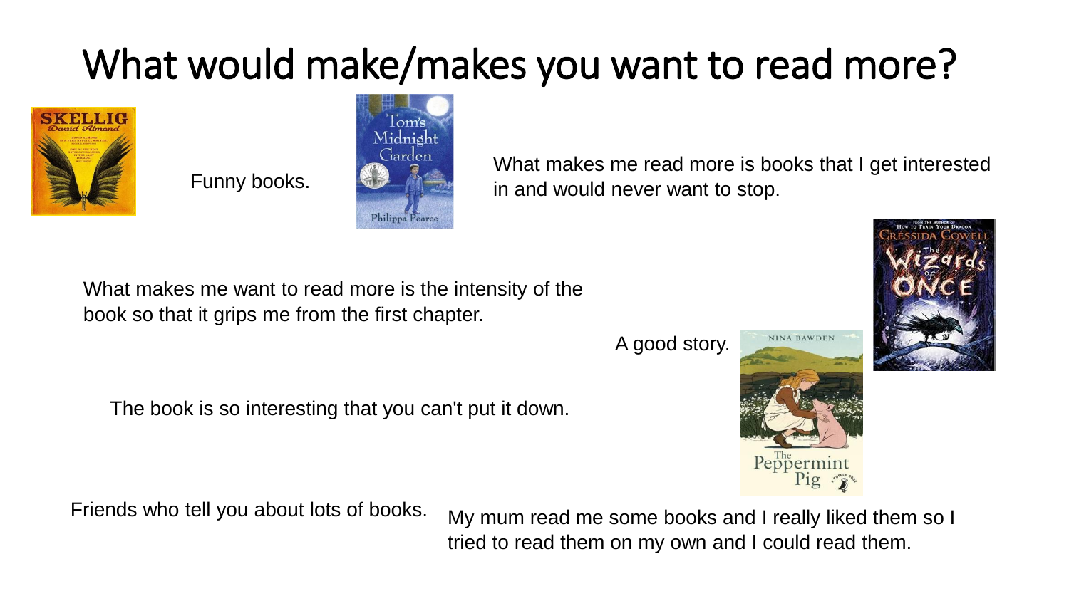# What would make/makes you want to read more?

Funny books.

What makes me read more is books that I get interested in and would never want to stop.

What makes me want to read more is the intensity of the book so that it grips me from the first chapter.

A good story.

The book is so interesting that you can't put it down.

Friends who tell you about lots of books.

My mum read me some books and I really liked them so I tried to read them on my own and I could read them.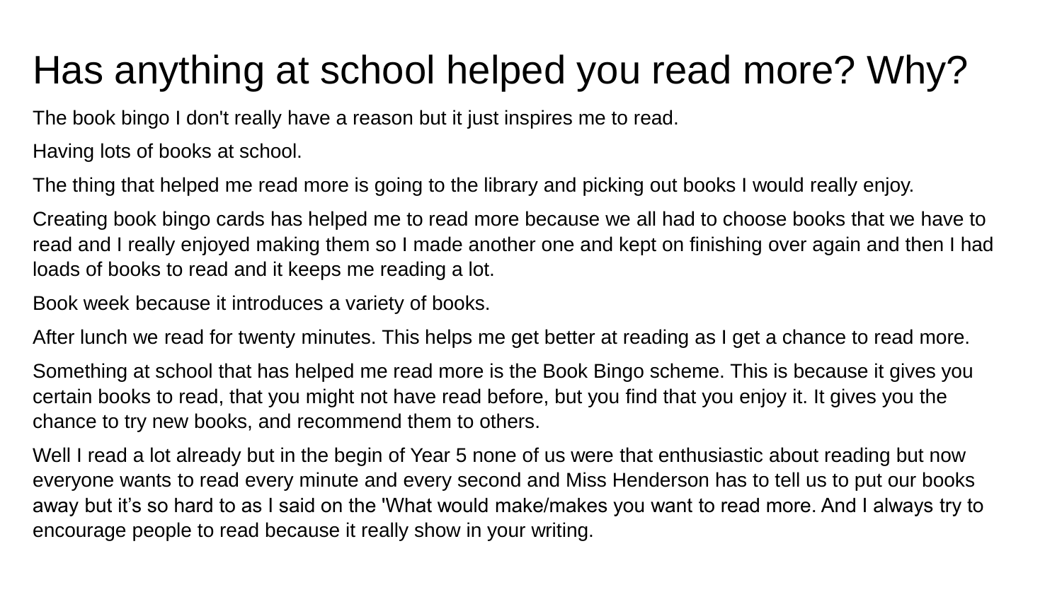# Has anything at school helped you read more? Why?

The book bingo I don't really have a reason but it just inspires me to read.

Having lots of books at school.

The thing that helped me read more is going to the library and picking out books I would really enjoy.

Creating book bingo cards has helped me to read more because we all had to choose books that we have to read and I really enjoyed making them so I made another one and kept on finishing over again and then I had loads of books to read and it keeps me reading a lot.

Book week because it introduces a variety of books.

After lunch we read for twenty minutes. This helps me get better at reading as I get a chance to read more.

Something at school that has helped me read more is the Book Bingo scheme. This is because it gives you certain books to read, that you might not have read before, but you find that you enjoy it. It gives you the chance to try new books, and recommend them to others.

Well I read a lot already but in the begin of Year 5 none of us were that enthusiastic about reading but now everyone wants to read every minute and every second and Miss Henderson has to tell us to put our books away but it’s so hard to as I said on the 'What would make/makes you want to read more. And I always try to encourage people to read because it really show in your writing.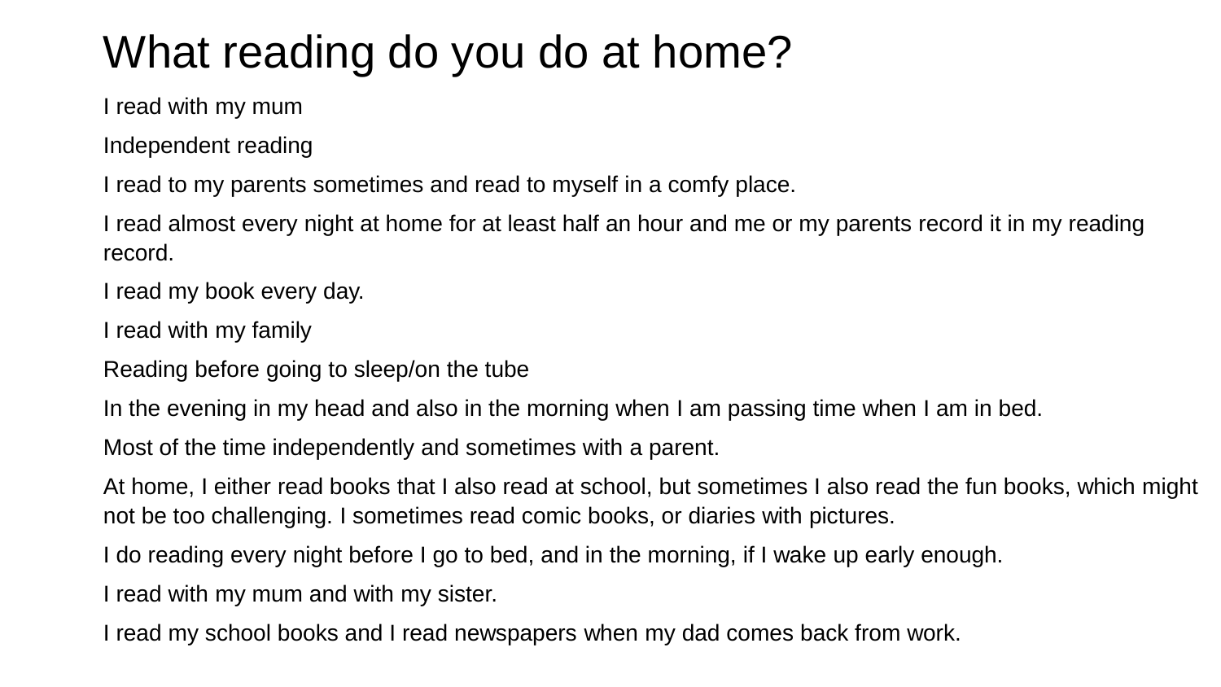# What reading do you do at home?

I read with my mum

Independent reading

I read to my parents sometimes and read to myself in a comfy place.

I read almost every night at home for at least half an hour and me or my parents record it in my reading record.

I read my book every day.

I read with my family

Reading before going to sleep/on the tube

In the evening in my head and also in the morning when I am passing time when I am in bed.

Most of the time independently and sometimes with a parent.

At home, I either read books that I also read at school, but sometimes I also read the fun books, which might not be too challenging. I sometimes read comic books, or diaries with pictures.

I do reading every night before I go to bed, and in the morning, if I wake up early enough.

I read with my mum and with my sister.

I read my school books and I read newspapers when my dad comes back from work.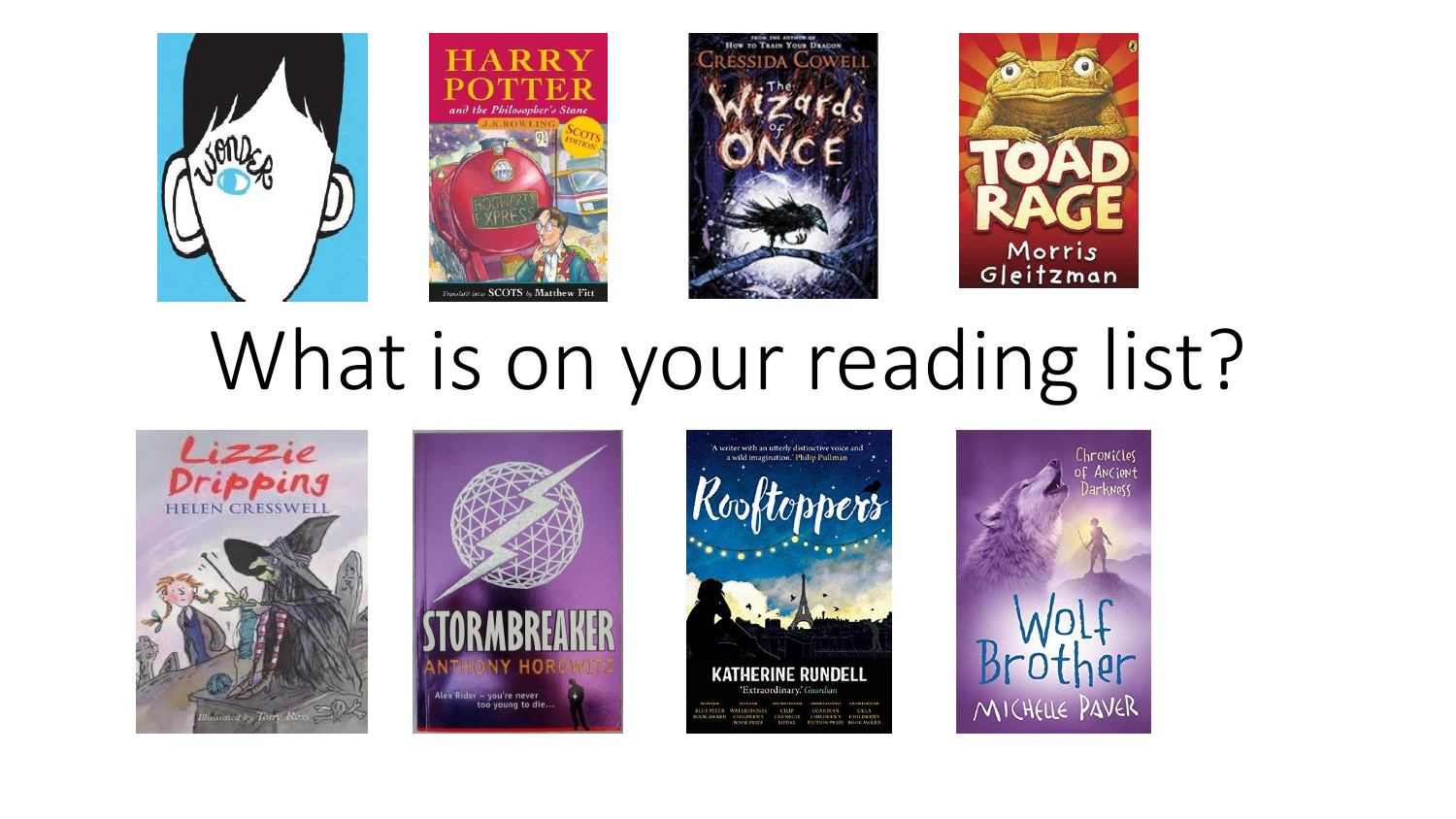# What is on your reading list?